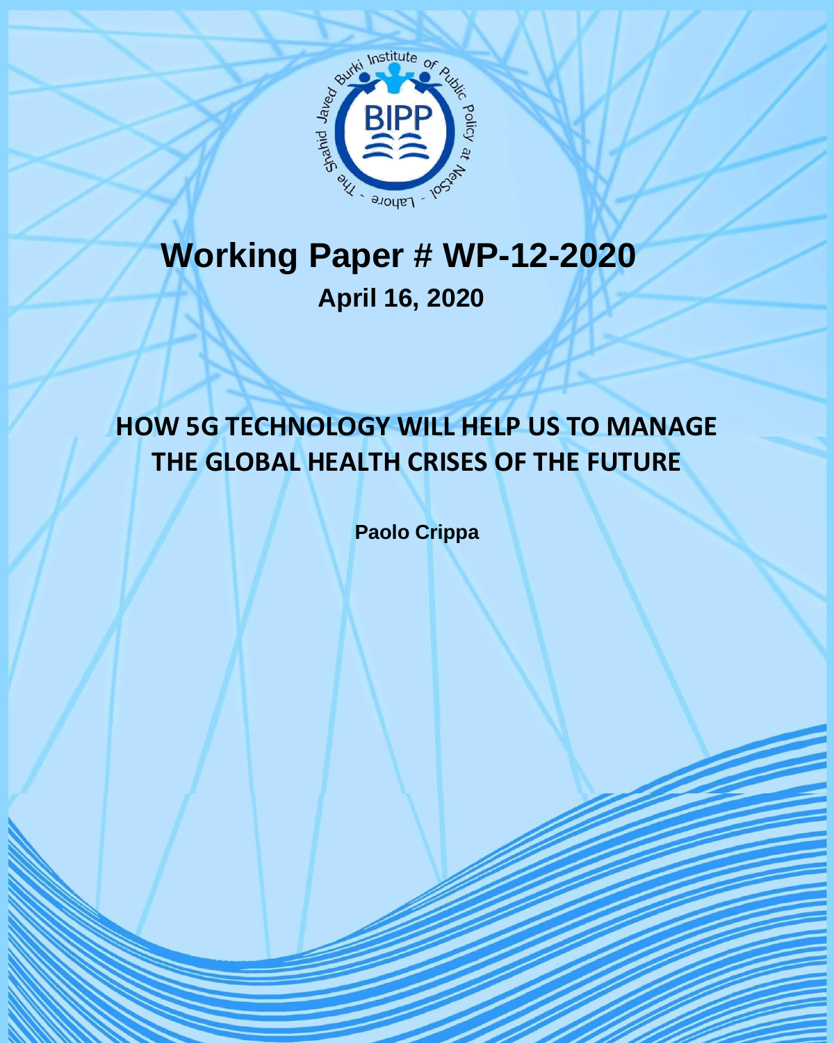# Working Paper # WP-12-2020

**April 16, 2020**

## HOW 5G TECHNOLOGY WILL HELP US TO MANAGE THE GLOBAL HEALTH CRISES OF THE FUTURE

**Paolo Crippa**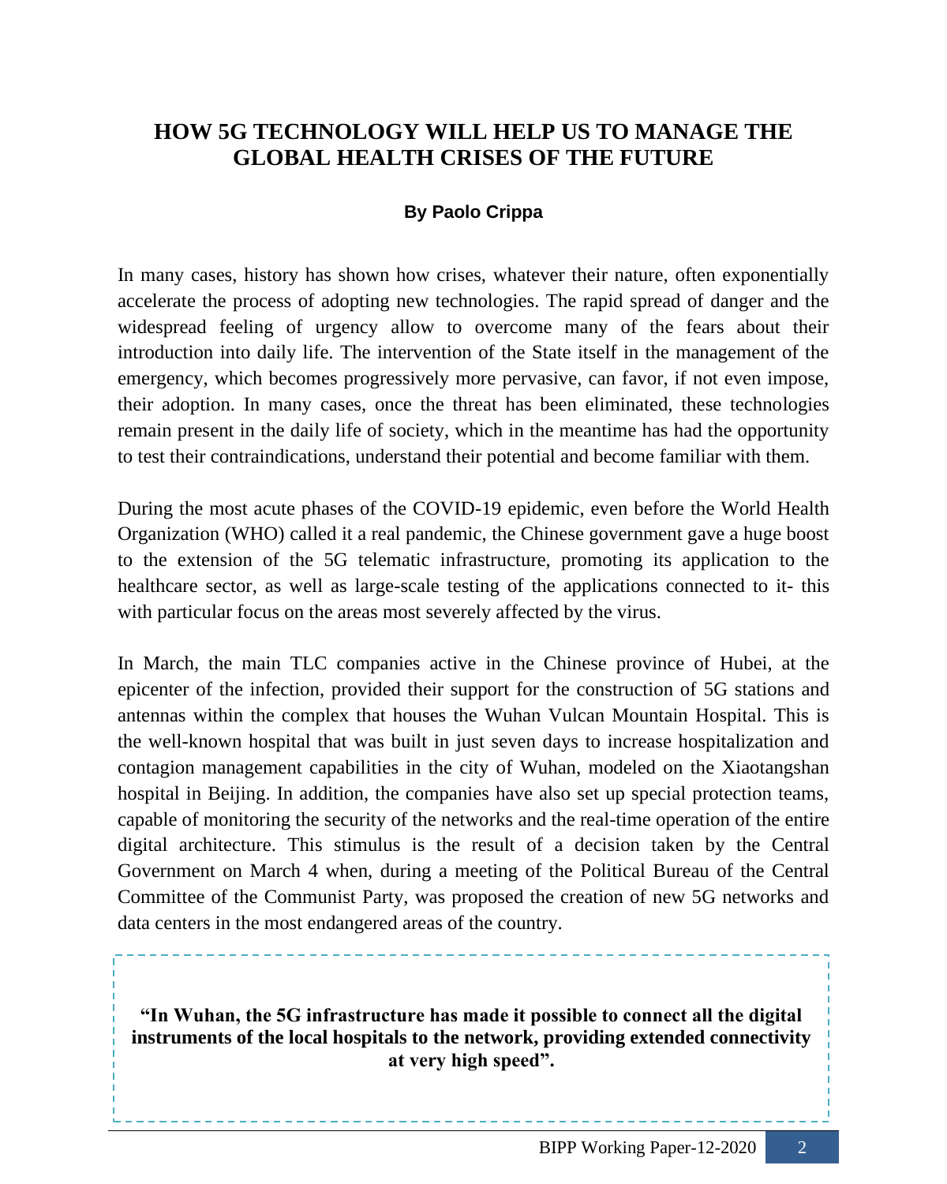# HOW 5G TECHNOLOGY WILL HELP US TO MANAGE THE GLOBAL HEALTH CRISES OF THE FUTURE

**By Paolo Crippa**

In many cases, history has shown how crises, whatever their nature, often exponentially accelerate the process of adopting new technologies. The rapid spread of danger and the widespread feeling of urgency allow to overcome many of the fears about their introduction into daily life. The intervention of the State itself in the management of the emergency, which becomes progressively more pervasive, can favor, if not even impose, their adoption. In many cases, once the threat has been eliminated, these technologies remain present in the daily life of society, which in the meantime has had the opportunity to test their contraindications, understand their potential and become familiar with them.

During the most acute phases of the COVID-19 epidemic, even before the World Health Organization (WHO) called it a real pandemic, the Chinese government gave a huge boost to the extension of the 5G telematic infrastructure, promoting its application to the healthcare sector, as well as large-scale testing of the applications connected to it- this with particular focus on the areas most severely affected by the virus.

In March, the main TLC companies active in the Chinese province of Hubei, at the epicenter of the infection, provided their support for the construction of 5G stations and antennas within the complex that houses the Wuhan Vulcan Mountain Hospital. This is the well-known hospital that was built in just seven days to increase hospitalization and contagion management capabilities in the city of Wuhan, modeled on the Xiaotangshan hospital in Beijing. In addition, the companies have also set up special protection teams, capable of monitoring the security of the networks and the real-time operation of the entire digital architecture. This stimulus is the result of a decision taken by the Central Government on March 4 when, during a meeting of the Political Bureau of the Central Committee of the Communist Party, was proposed the creation of new 5G networks and data centers in the most endangered areas of the country.

> **"In Wuhan, the 5G infrastructure has made it possible to connect all the digital instruments of the local hospitals to the network, providing extended connectivity at very high speed".**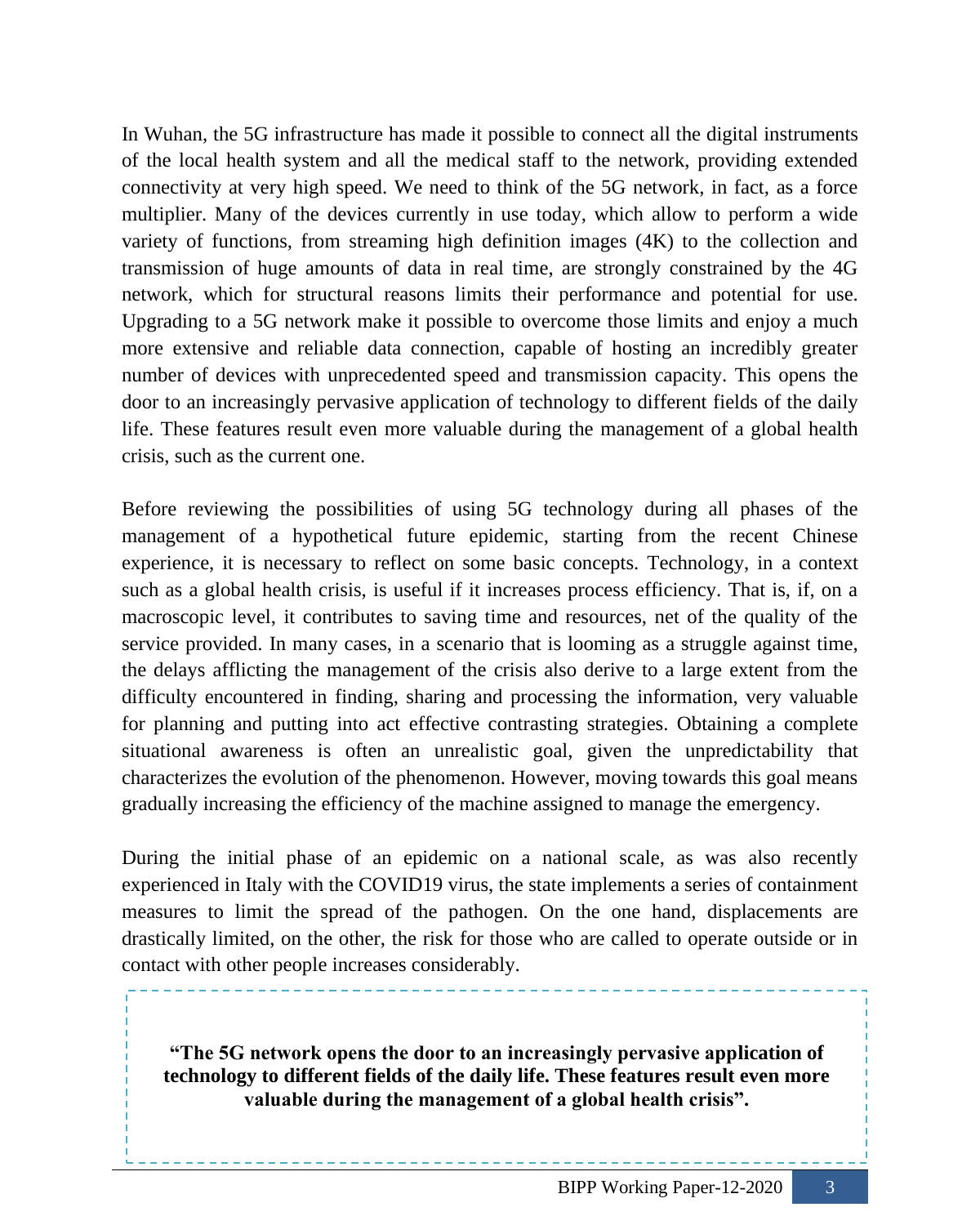In Wuhan, the 5G infrastructure has made it possible to connect all the digital instruments of the local health system and all the medical staff to the network, providing extended connectivity at very high speed. We need to think of the 5G network, in fact, as a force multiplier. Many of the devices currently in use today, which allow to perform a wide variety of functions, from streaming high definition images (4K) to the collection and transmission of huge amounts of data in real time, are strongly constrained by the 4G network, which for structural reasons limits their performance and potential for use. Upgrading to a 5G network make it possible to overcome those limits and enjoy a much more extensive and reliable data connection, capable of hosting an incredibly greater number of devices with unprecedented speed and transmission capacity. This opens the door to an increasingly pervasive application of technology to different fields of the daily life. These features result even more valuable during the management of a global health crisis, such as the current one.

Before reviewing the possibilities of using 5G technology during all phases of the management of a hypothetical future epidemic, starting from the recent Chinese experience, it is necessary to reflect on some basic concepts. Technology, in a context such as a global health crisis, is useful if it increases process efficiency. That is, if, on a macroscopic level, it contributes to saving time and resources, net of the quality of the service provided. In many cases, in a scenario that is looming as a struggle against time, the delays afflicting the management of the crisis also derive to a large extent from the difficulty encountered in finding, sharing and processing the information, very valuable for planning and putting into act effective contrasting strategies. Obtaining a complete situational awareness is often an unrealistic goal, given the unpredictability that characterizes the evolution of the phenomenon. However, moving towards this goal means gradually increasing the efficiency of the machine assigned to manage the emergency.

During the initial phase of an epidemic on a national scale, as was also recently experienced in Italy with the COVID19 virus, the state implements a series of containment measures to limit the spread of the pathogen. On the one hand, displacements are drastically limited, on the other, the risk for those who are called to operate outside or in contact with other people increases considerably.

> **"The 5G network opens the door to an increasingly pervasive application of technology to different fields of the daily life. These features result even more valuable during the management of a global health crisis".**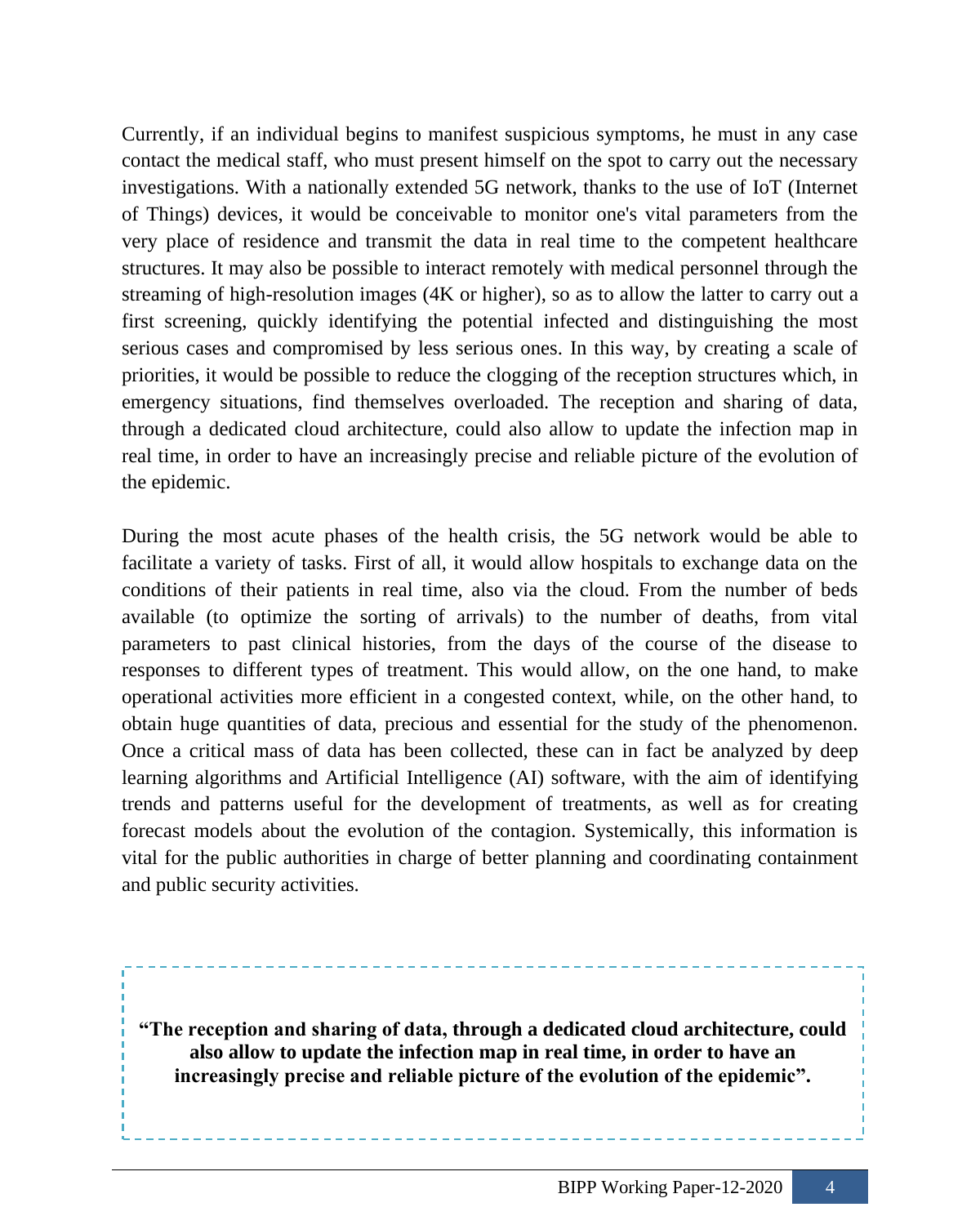Currently, if an individual begins to manifest suspicious symptoms, he must in any case contact the medical staff, who must present himself on the spot to carry out the necessary investigations. With a nationally extended 5G network, thanks to the use of IoT (Internet of Things) devices, it would be conceivable to monitor one's vital parameters from the very place of residence and transmit the data in real time to the competent healthcare structures. It may also be possible to interact remotely with medical personnel through the streaming of high-resolution images (4K or higher), so as to allow the latter to carry out a first screening, quickly identifying the potential infected and distinguishing the most serious cases and compromised by less serious ones. In this way, by creating a scale of priorities, it would be possible to reduce the clogging of the reception structures which, in emergency situations, find themselves overloaded. The reception and sharing of data, through a dedicated cloud architecture, could also allow to update the infection map in real time, in order to have an increasingly precise and reliable picture of the evolution of the epidemic.

During the most acute phases of the health crisis, the 5G network would be able to facilitate a variety of tasks. First of all, it would allow hospitals to exchange data on the conditions of their patients in real time, also via the cloud. From the number of beds available (to optimize the sorting of arrivals) to the number of deaths, from vital parameters to past clinical histories, from the days of the course of the disease to responses to different types of treatment. This would allow, on the one hand, to make operational activities more efficient in a congested context, while, on the other hand, to obtain huge quantities of data, precious and essential for the study of the phenomenon. Once a critical mass of data has been collected, these can in fact be analyzed by deep learning algorithms and Artificial Intelligence (AI) software, with the aim of identifying trends and patterns useful for the development of treatments, as well as for creating forecast models about the evolution of the contagion. Systemically, this information is vital for the public authorities in charge of better planning and coordinating containment and public security activities.

> **"The reception and sharing of data, through a dedicated cloud architecture, could also allow to update the infection map in real time, in order to have an increasingly precise and reliable picture of the evolution of the epidemic".**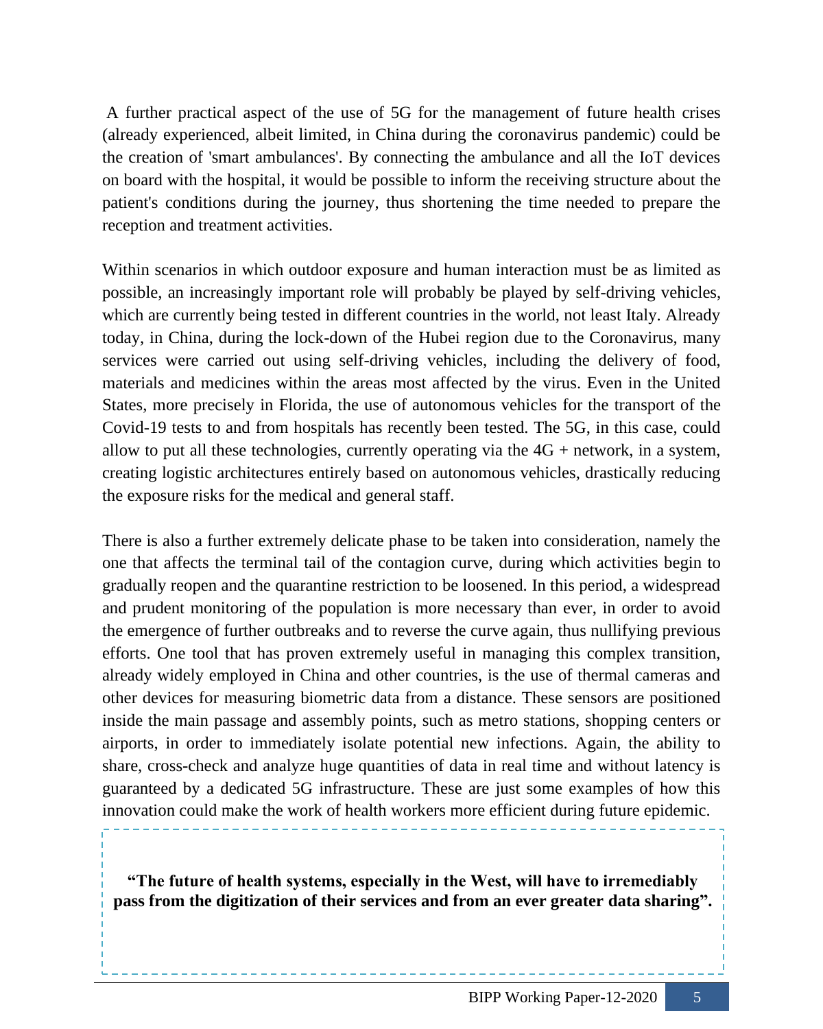A further practical aspect of the use of 5G for the management of future health crises (already experienced, albeit limited, in China during the coronavirus pandemic) could be the creation of 'smart ambulances'. By connecting the ambulance and all the IoT devices on board with the hospital, it would be possible to inform the receiving structure about the patient's conditions during the journey, thus shortening the time needed to prepare the reception and treatment activities.

Within scenarios in which outdoor exposure and human interaction must be as limited as possible, an increasingly important role will probably be played by self-driving vehicles, which are currently being tested in different countries in the world, not least Italy. Already today, in China, during the lock-down of the Hubei region due to the Coronavirus, many services were carried out using self-driving vehicles, including the delivery of food, materials and medicines within the areas most affected by the virus. Even in the United States, more precisely in Florida, the use of autonomous vehicles for the transport of the Covid-19 tests to and from hospitals has recently been tested. The 5G, in this case, could allow to put all these technologies, currently operating via the 4G + network, in a system, creating logistic architectures entirely based on autonomous vehicles, drastically reducing the exposure risks for the medical and general staff.

There is also a further extremely delicate phase to be taken into consideration, namely the one that affects the terminal tail of the contagion curve, during which activities begin to gradually reopen and the quarantine restriction to be loosened. In this period, a widespread and prudent monitoring of the population is more necessary than ever, in order to avoid the emergence of further outbreaks and to reverse the curve again, thus nullifying previous efforts. One tool that has proven extremely useful in managing this complex transition, already widely employed in China and other countries, is the use of thermal cameras and other devices for measuring biometric data from a distance. These sensors are positioned inside the main passage and assembly points, such as metro stations, shopping centers or airports, in order to immediately isolate potential new infections. Again, the ability to share, cross-check and analyze huge quantities of data in real time and without latency is guaranteed by a dedicated 5G infrastructure. These are just some examples of how this innovation could make the work of health workers more efficient during future epidemic.

> **"The future of health systems, especially in the West, will have to irremediably pass from the digitization of their services and from an ever greater data sharing".**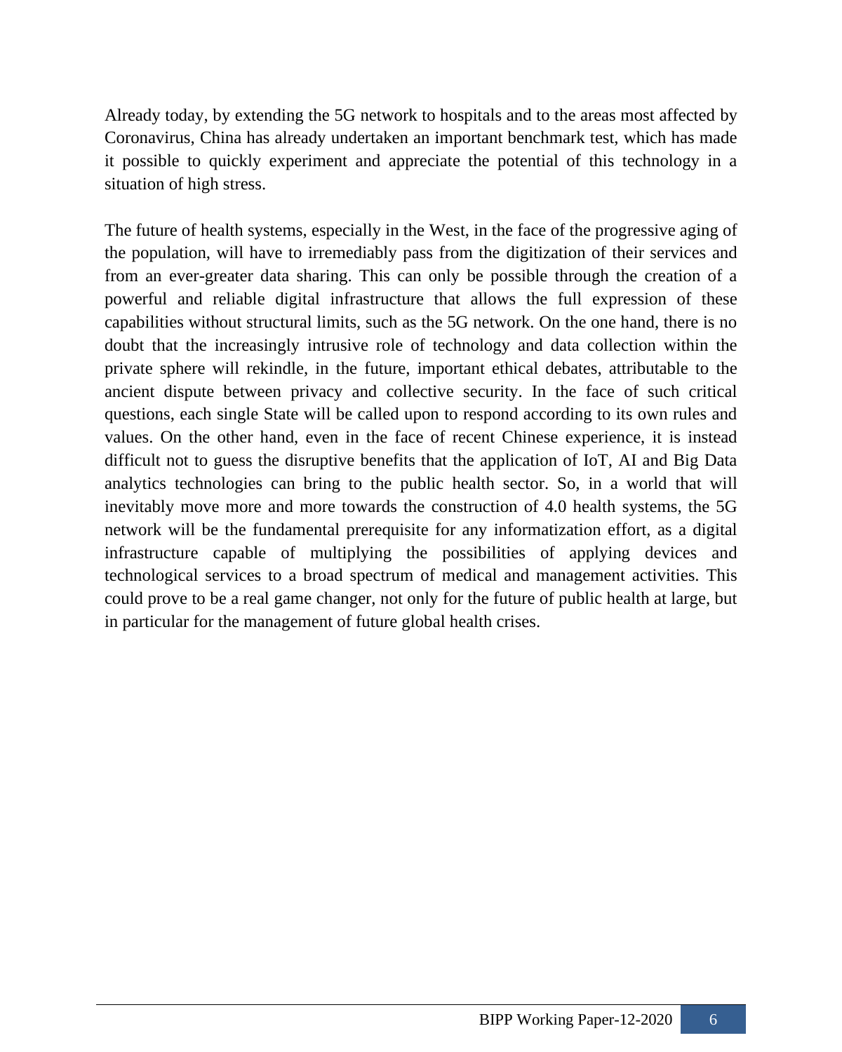Already today, by extending the 5G network to hospitals and to the areas most affected by Coronavirus, China has already undertaken an important benchmark test, which has made it possible to quickly experiment and appreciate the potential of this technology in a situation of high stress.

The future of health systems, especially in the West, in the face of the progressive aging of the population, will have to irremediably pass from the digitization of their services and from an ever-greater data sharing. This can only be possible through the creation of a powerful and reliable digital infrastructure that allows the full expression of these capabilities without structural limits, such as the 5G network. On the one hand, there is no doubt that the increasingly intrusive role of technology and data collection within the private sphere will rekindle, in the future, important ethical debates, attributable to the ancient dispute between privacy and collective security. In the face of such critical questions, each single State will be called upon to respond according to its own rules and values. On the other hand, even in the face of recent Chinese experience, it is instead difficult not to guess the disruptive benefits that the application of IoT, AI and Big Data analytics technologies can bring to the public health sector. So, in a world that will inevitably move more and more towards the construction of 4.0 health systems, the 5G network will be the fundamental prerequisite for any informatization effort, as a digital infrastructure capable of multiplying the possibilities of applying devices and technological services to a broad spectrum of medical and management activities. This could prove to be a real game changer, not only for the future of public health at large, but in particular for the management of future global health crises.